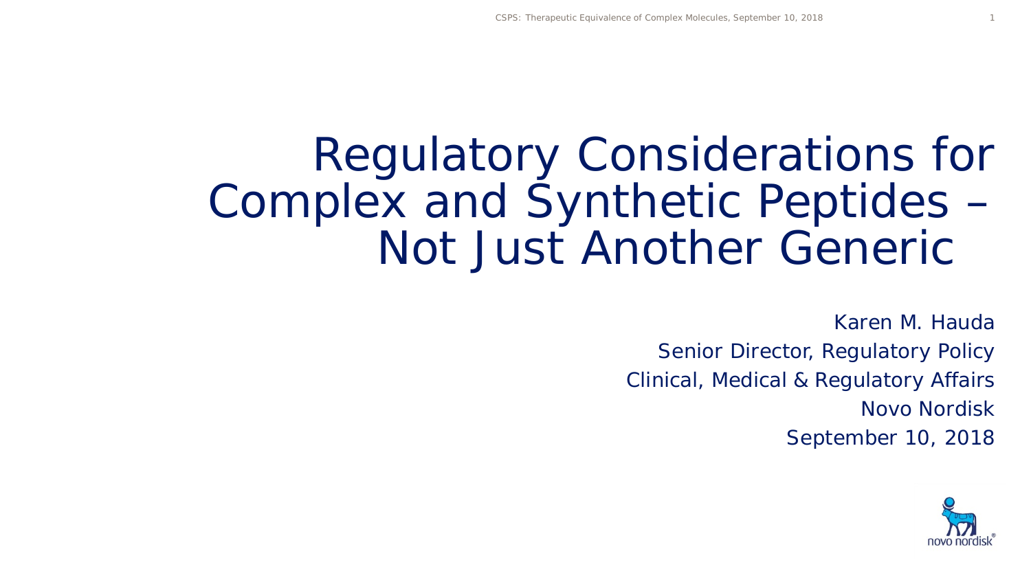# Regulatory Considerations for Complex and Synthetic Peptides – Not Just Another Generic

Karen M. Hauda

Senior Director, Regulatory Policy

Clinical, Medical & Regulatory Affairs

Novo Nordisk

September 10, 2018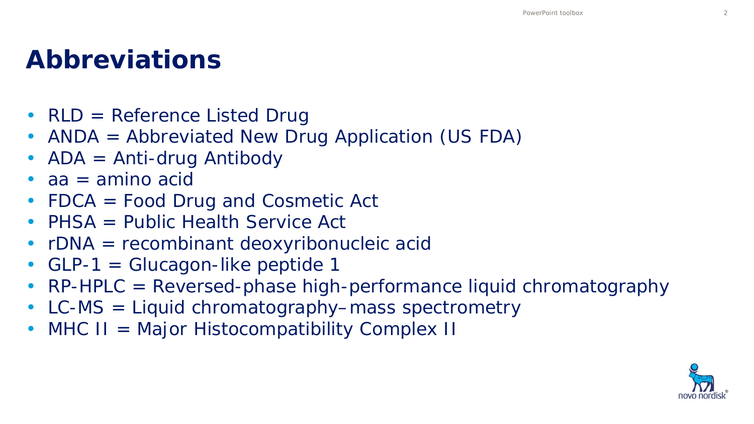# Abbreviations

- RLD = Reference Listed Drug
- ANDA = Abbreviated New Drug Application (US FDA)
- ADA = Anti-drug Antibody
- aa = amino acid
- FDCA = Food Drug and Cosmetic Act
- PHSA = Public Health Service Act
- rDNA = recombinant deoxyribonucleic acid
- GLP-1 = Glucagon-like peptide 1
- RP-HPLC = Reversed-phase high-performance liquid chromatography
- LC-MS = Liquid chromatography–mass spectrometry
- MHC II = Major Histocompatibility Complex II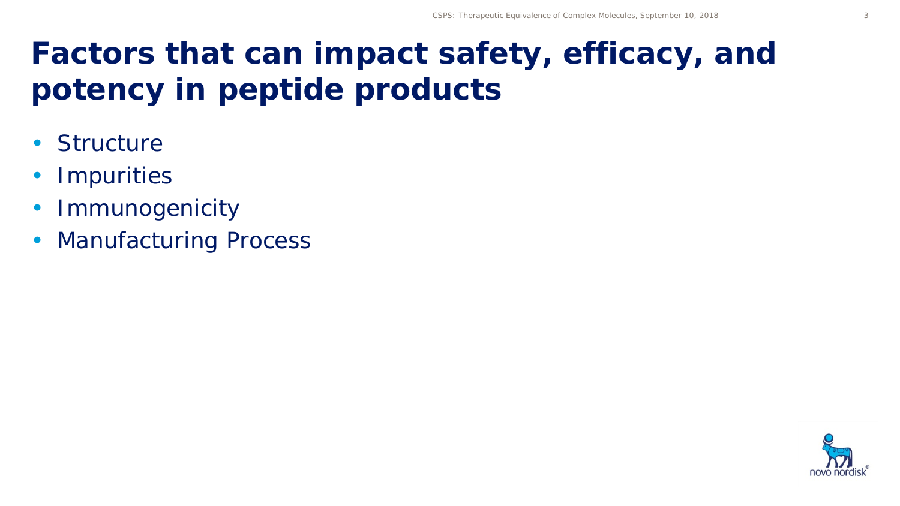# Factors that can impact safety, efficacy, and potency in peptide products

- Structure
- Impurities
- Immunogenicity
- Manufacturing Process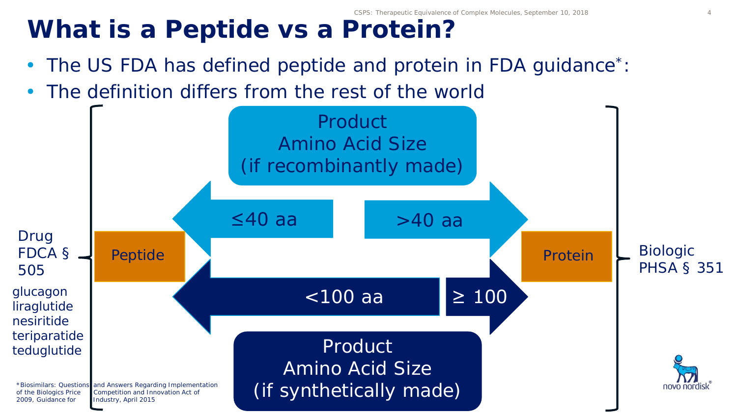# What is a Peptide vs a Protein?

- The US FDA has defined peptide and protein in FDA guidance*:
- The definition differs from the rest of the world

Drug FDCA § 505

glucagon
liraglutide
nesiritide
teriparatide
teduglutide

Peptide

Product Amino Acid Size (if recombinantly made)

≤40 aa

>40 aa

<100 aa

≥ 100

Product Amino Acid Size (if synthetically made)

Protein

Biologic PHSA § 351

*Biosimilars: Questions and Answers Regarding Implementation of the Biologics Price Competition and Innovation Act of 2009, Guidance for Industry, April 2015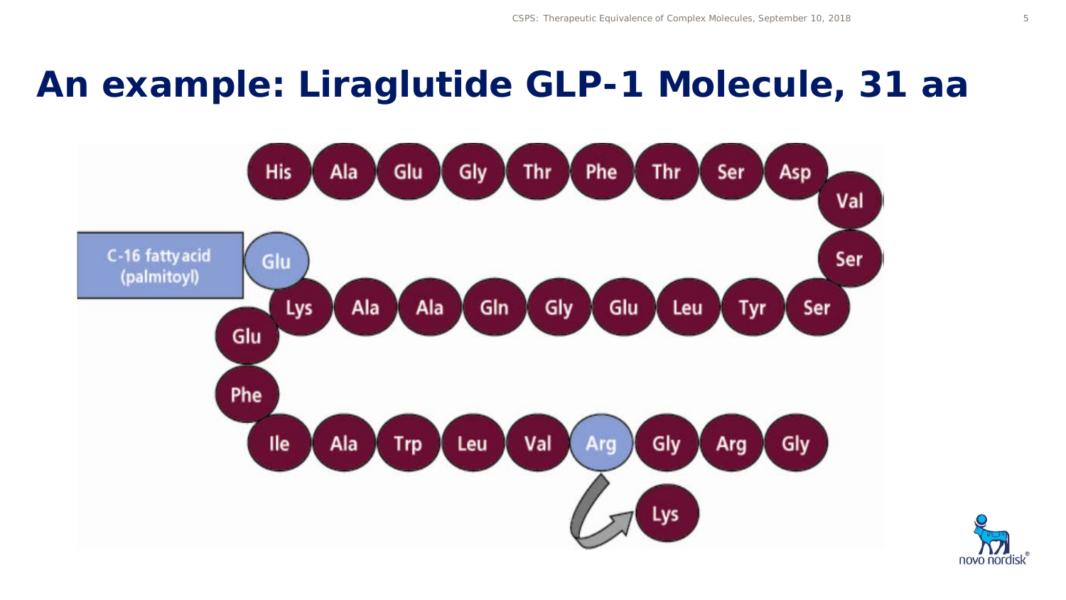# An example: Liraglutide GLP-1 Molecule, 31 aa

His Ala Glu Gly Thr Phe Thr Ser Asp Val Ser Ser Tyr Leu Glu Gly Gln Ala Ala Lys Glu Phe Ile Ala Trp Leu Val Arg Gly Arg Gly

C-16 fatty acid (palmitoyl)

Glu

Lys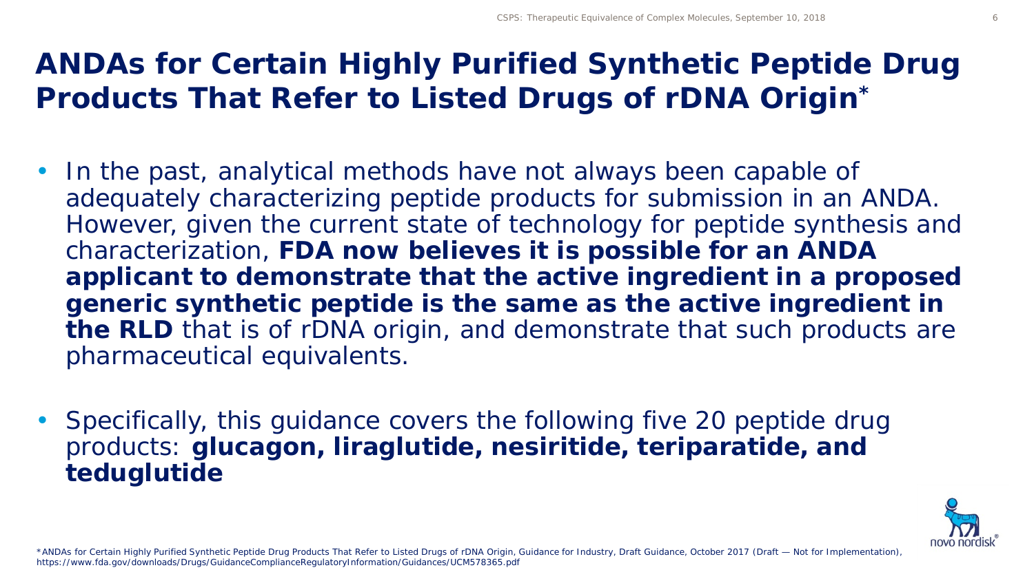# ANDAs for Certain Highly Purified Synthetic Peptide Drug Products That Refer to Listed Drugs of rDNA Origin*

- In the past, analytical methods have not always been capable of adequately characterizing peptide products for submission in an ANDA. However, given the current state of technology for peptide synthesis and characterization, **FDA now believes it is possible for an ANDA applicant to demonstrate that the active ingredient in a proposed generic synthetic peptide is the same as the active ingredient in the RLD** that is of rDNA origin, and demonstrate that such products are pharmaceutical equivalents.
- Specifically, this guidance covers the following five 20 peptide drug products: **glucagon, liraglutide, nesiritide, teriparatide, and teduglutide**

*ANDAs for Certain Highly Purified Synthetic Peptide Drug Products That Refer to Listed Drugs of rDNA Origin, Guidance for Industry, Draft Guidance, October 2017 (Draft — Not for Implementation), https://www.fda.gov/downloads/Drugs/GuidanceComplianceRegulatoryInformation/Guidances/UCM578365.pdf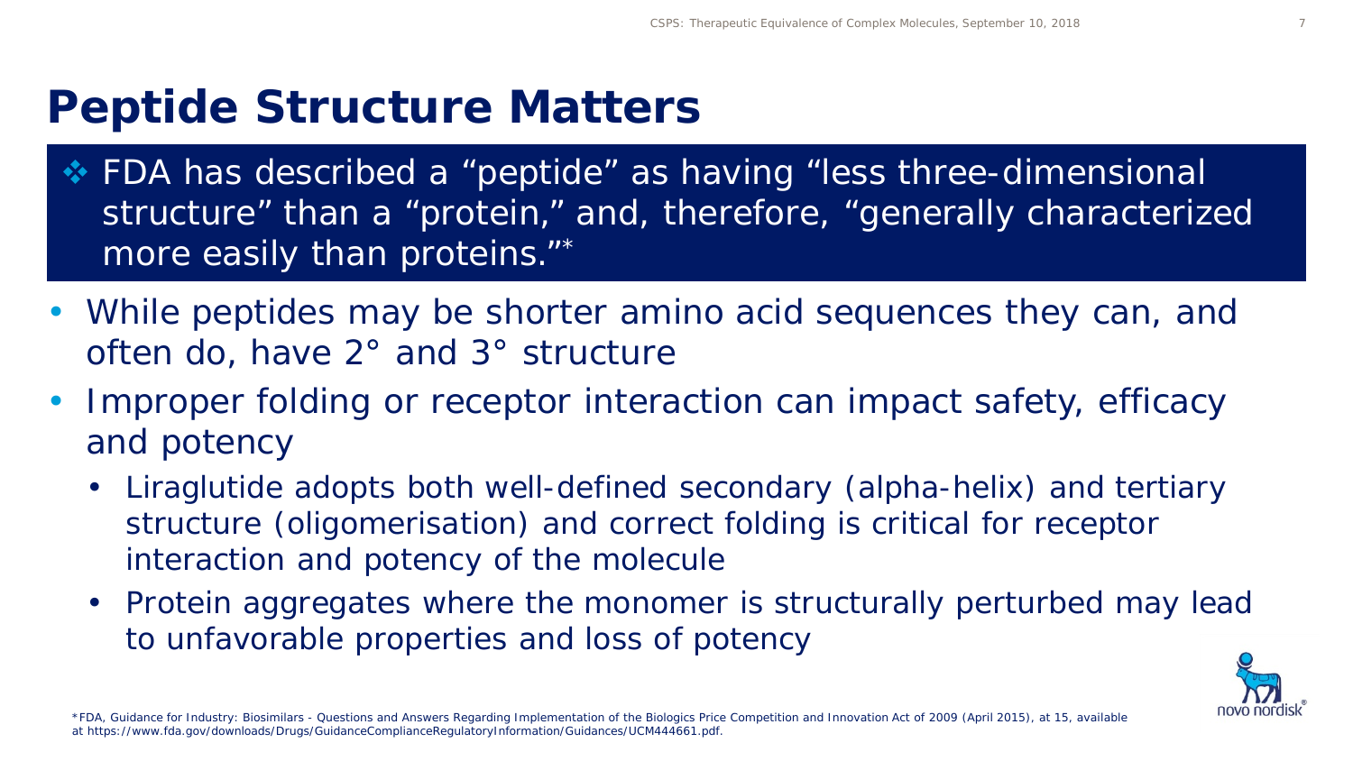# Peptide Structure Matters

❖ FDA has described a "peptide" as having "less three-dimensional structure" than a "protein," and, therefore, "generally characterized more easily than proteins."*

- While peptides may be shorter amino acid sequences they can, and often do, have 2° and 3° structure
- Improper folding or receptor interaction can impact safety, efficacy and potency
  - Liraglutide adopts both well-defined secondary (alpha-helix) and tertiary structure (oligomerisation) and correct folding is critical for receptor interaction and potency of the molecule
  - Protein aggregates where the monomer is structurally perturbed may lead to unfavorable properties and loss of potency

*FDA, Guidance for Industry: Biosimilars - Questions and Answers Regarding Implementation of the Biologics Price Competition and Innovation Act of 2009 (April 2015), at 15, available at https://www.fda.gov/downloads/Drugs/GuidanceComplianceRegulatoryInformation/Guidances/UCM444661.pdf.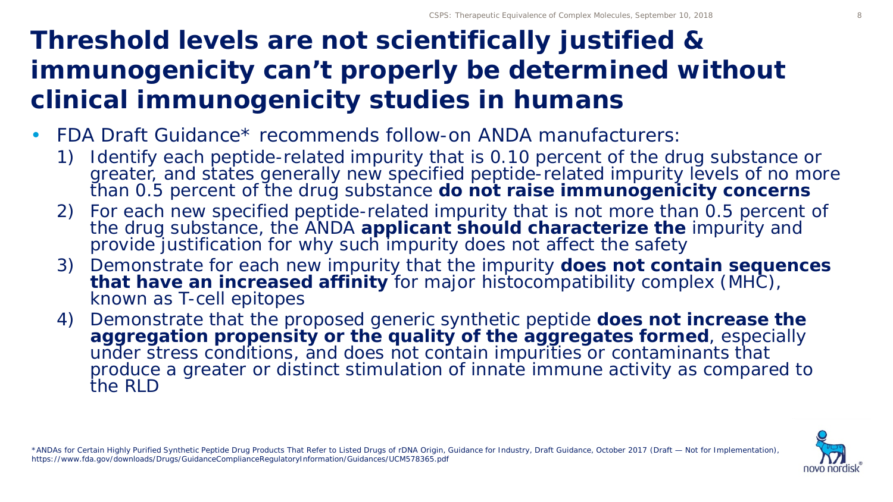# Threshold levels are not scientifically justified & immunogenicity can't properly be determined without clinical immunogenicity studies in humans

- FDA Draft Guidance* recommends follow-on ANDA manufacturers:
  1) Identify each peptide-related impurity that is 0.10 percent of the drug substance or greater, and states generally new specified peptide-related impurity levels of no more than 0.5 percent of the drug substance **do not raise immunogenicity concerns**
  2) For each new specified peptide-related impurity that is not more than 0.5 percent of the drug substance, the ANDA **applicant should characterize the** impurity and provide justification for why such impurity does not affect the safety
  3) Demonstrate for each new impurity that the impurity **does not contain sequences that have an increased affinity** for major histocompatibility complex (MHC), known as T-cell epitopes
  4) Demonstrate that the proposed generic synthetic peptide **does not increase the aggregation propensity or the quality of the aggregates formed**, especially under stress conditions, and does not contain impurities or contaminants that produce a greater or distinct stimulation of innate immune activity as compared to the RLD

*ANDAs for Certain Highly Purified Synthetic Peptide Drug Products That Refer to Listed Drugs of rDNA Origin, Guidance for Industry, Draft Guidance, October 2017 (Draft — Not for Implementation), https://www.fda.gov/downloads/Drugs/GuidanceComplianceRegulatoryInformation/Guidances/UCM578365.pdf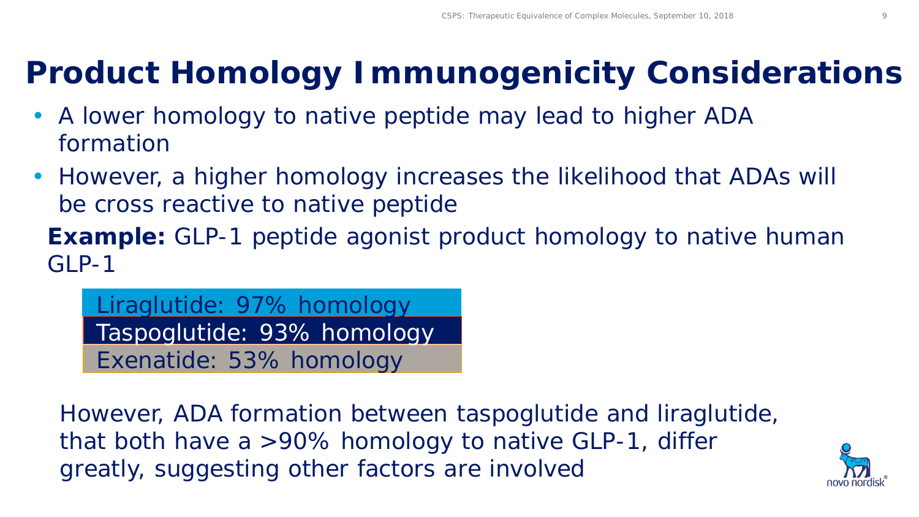# Product Homology Immunogenicity Considerations

- A lower homology to native peptide may lead to higher ADA formation
- However, a higher homology increases the likelihood that ADAs will be cross reactive to native peptide

**Example:** GLP-1 peptide agonist product homology to native human GLP-1

- Liraglutide: 97% homology
- Taspoglutide: 93% homology
- Exenatide: 53% homology

However, ADA formation between taspoglutide and liraglutide, that both have a >90% homology to native GLP-1, differ greatly, suggesting other factors are involved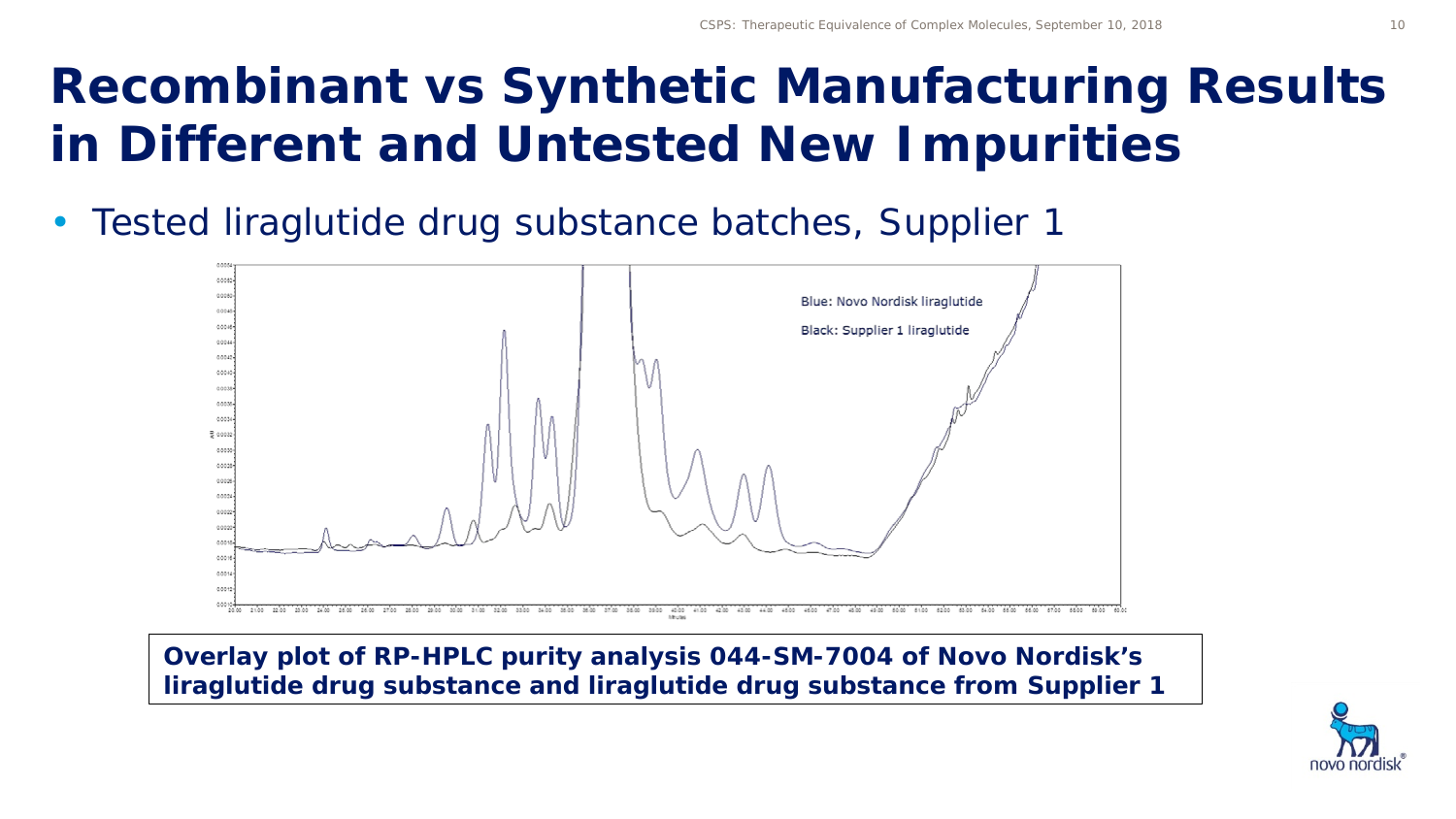# Recombinant vs Synthetic Manufacturing Results in Different and Untested New Impurities

- Tested liraglutide drug substance batches, Supplier 1

Blue: Novo Nordisk liraglutide

Black: Supplier 1 liraglutide

**Overlay plot of RP-HPLC purity analysis 044-SM-7004 of Novo Nordisk's liraglutide drug substance and liraglutide drug substance from Supplier 1**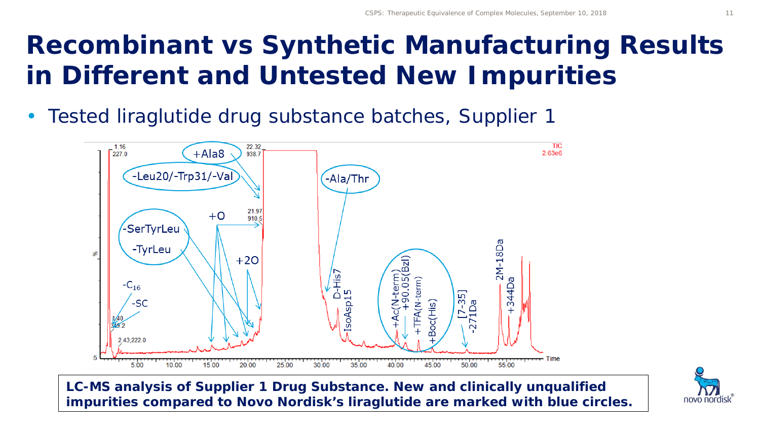# Recombinant vs Synthetic Manufacturing Results in Different and Untested New Impurities

- Tested liraglutide drug substance batches, Supplier 1

**LC-MS analysis of Supplier 1 Drug Substance. New and clinically unqualified impurities compared to Novo Nordisk's liraglutide are marked with blue circles.**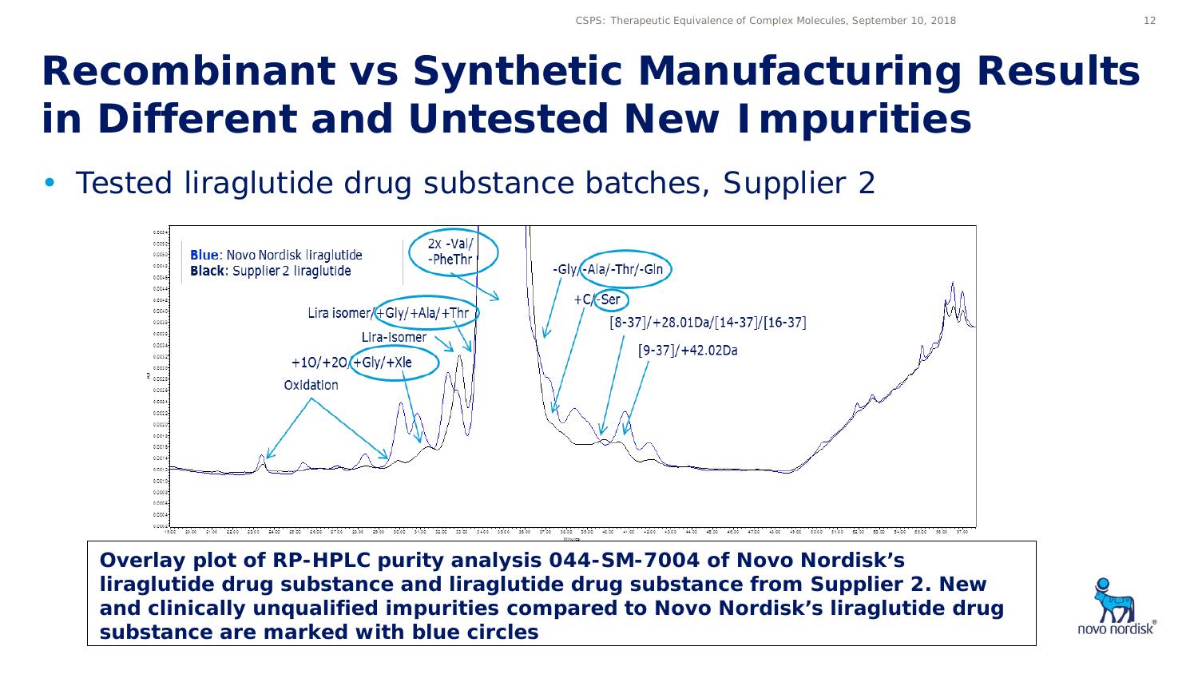# Recombinant vs Synthetic Manufacturing Results in Different and Untested New Impurities

- Tested liraglutide drug substance batches, Supplier 2

**Blue**: Novo Nordisk liraglutide
**Black**: Supplier 2 liraglutide

2x -Val/ -PheThr

Lira isomer/+Gly/+Ala/+Thr

Lira-isomer

+1O/+2O/+Gly/+Xle

Oxidation

-Gly/-Ala/-Thr/-Gln

+C/-Ser

[8-37]/+28.01Da/[14-37]/[16-37]

[9-37]/+42.02Da

**Overlay plot of RP-HPLC purity analysis 044-SM-7004 of Novo Nordisk's liraglutide drug substance and liraglutide drug substance from Supplier 2. New and clinically unqualified impurities compared to Novo Nordisk's liraglutide drug substance are marked with blue circles**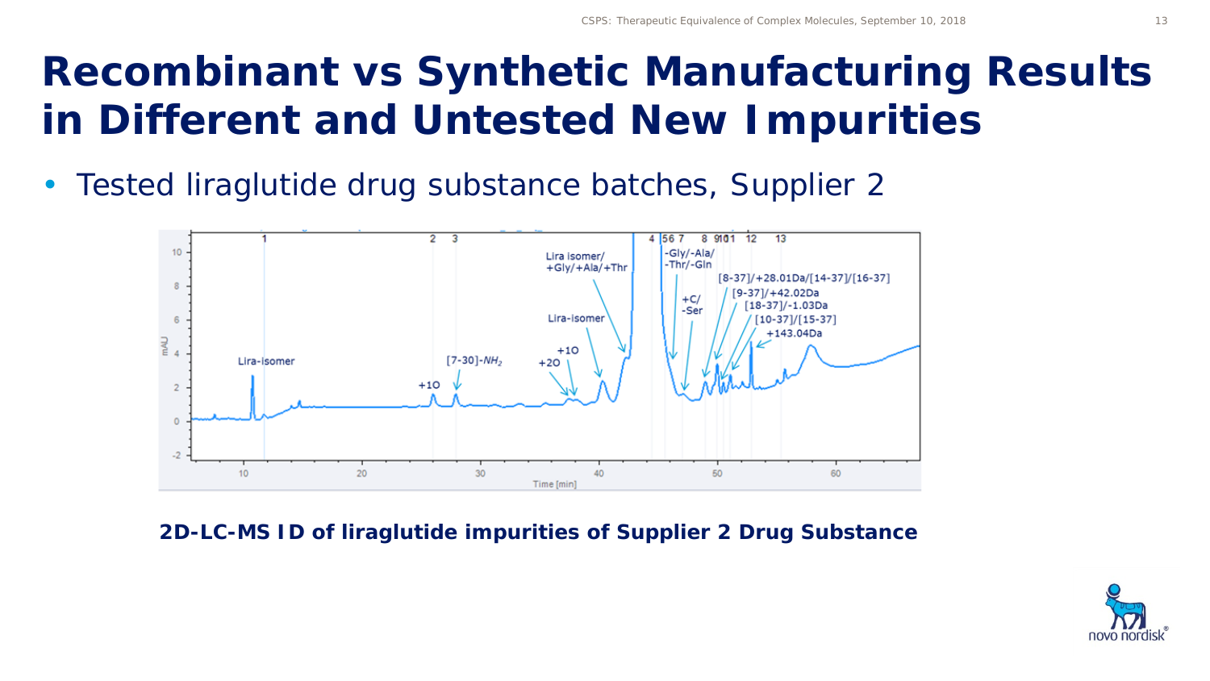# Recombinant vs Synthetic Manufacturing Results in Different and Untested New Impurities

- Tested liraglutide drug substance batches, Supplier 2

**2D-LC-MS ID of liraglutide impurities of Supplier 2 Drug Substance**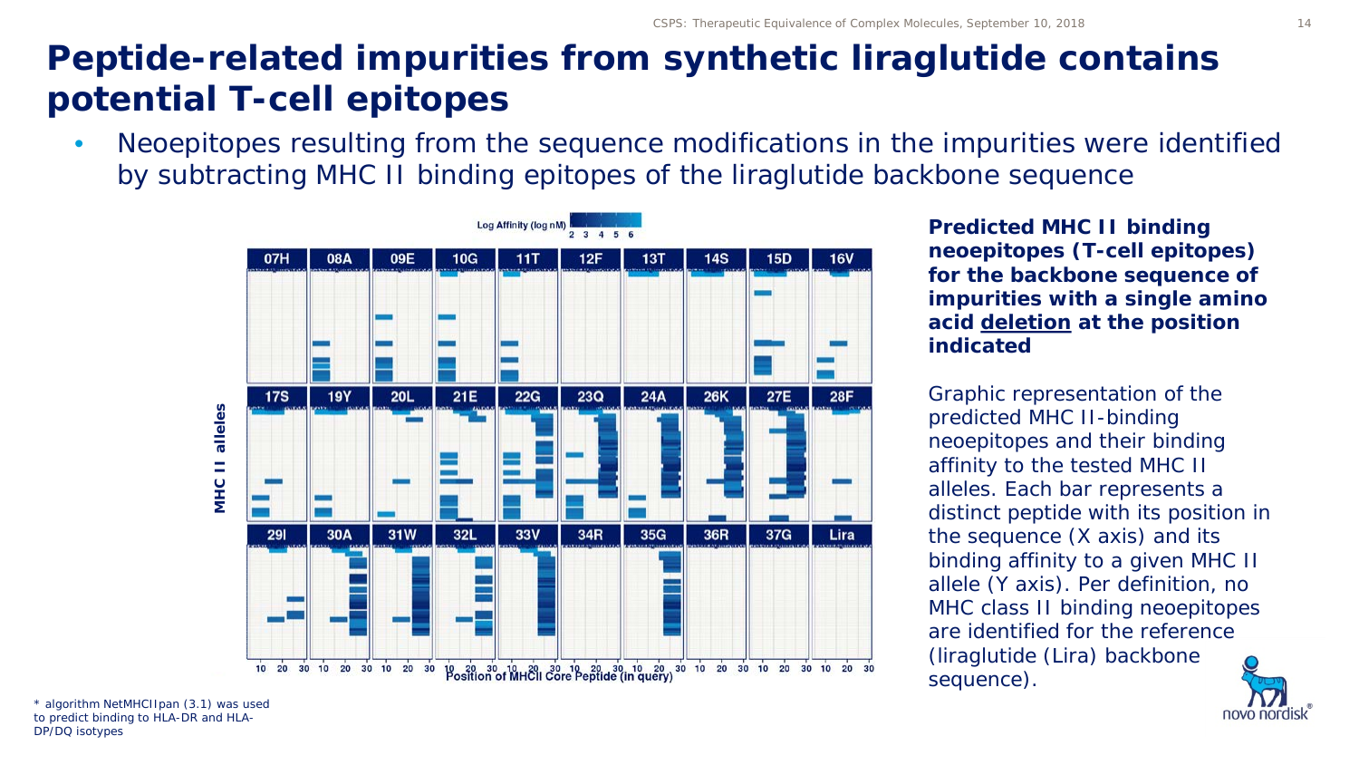# Peptide-related impurities from synthetic liraglutide contains potential T-cell epitopes

- Neoepitopes resulting from the sequence modifications in the impurities were identified by subtracting MHC II binding epitopes of the liraglutide backbone sequence

**Predicted MHC II binding neoepitopes (T-cell epitopes) for the backbone sequence of impurities with a single amino acid deletion at the position indicated**

Graphic representation of the predicted MHC II-binding neoepitopes and their binding affinity to the tested MHC II alleles. Each bar represents a distinct peptide with its position in the sequence (X axis) and its binding affinity to a given MHC II allele (Y axis). Per definition, no MHC class II binding neoepitopes are identified for the reference (liraglutide (Lira) backbone sequence).

* algorithm NetMHCIIpan (3.1) was used to predict binding to HLA-DR and HLA-DP/DQ isotypes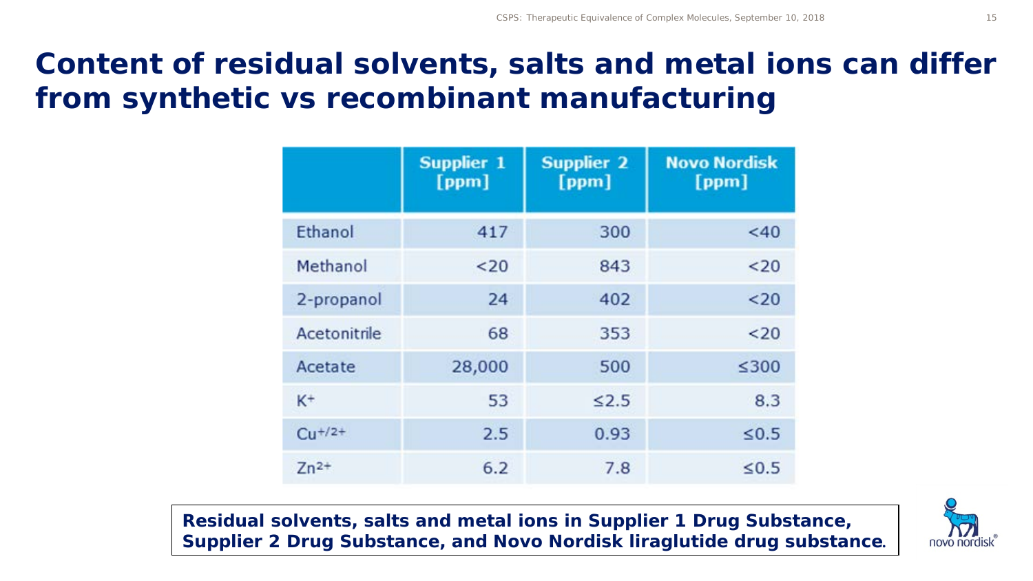# Content of residual solvents, salts and metal ions can differ from synthetic vs recombinant manufacturing

| | Supplier 1 [ppm] | Supplier 2 [ppm] | Novo Nordisk [ppm] |
|---|---|---|---|
| Ethanol | 417 | 300 | <40 |
| Methanol | <20 | 843 | <20 |
| 2-propanol | 24 | 402 | <20 |
| Acetonitrile | 68 | 353 | <20 |
| Acetate | 28,000 | 500 | ≤300 |
| $K^+$ | 53 | ≤2.5 | 8.3 |
| $Cu^{+/2+}$ | 2.5 | 0.93 | ≤0.5 |
| $Zn^{2+}$ | 6.2 | 7.8 | ≤0.5 |

**Residual solvents, salts and metal ions in Supplier 1 Drug Substance, Supplier 2 Drug Substance, and Novo Nordisk liraglutide drug substance.**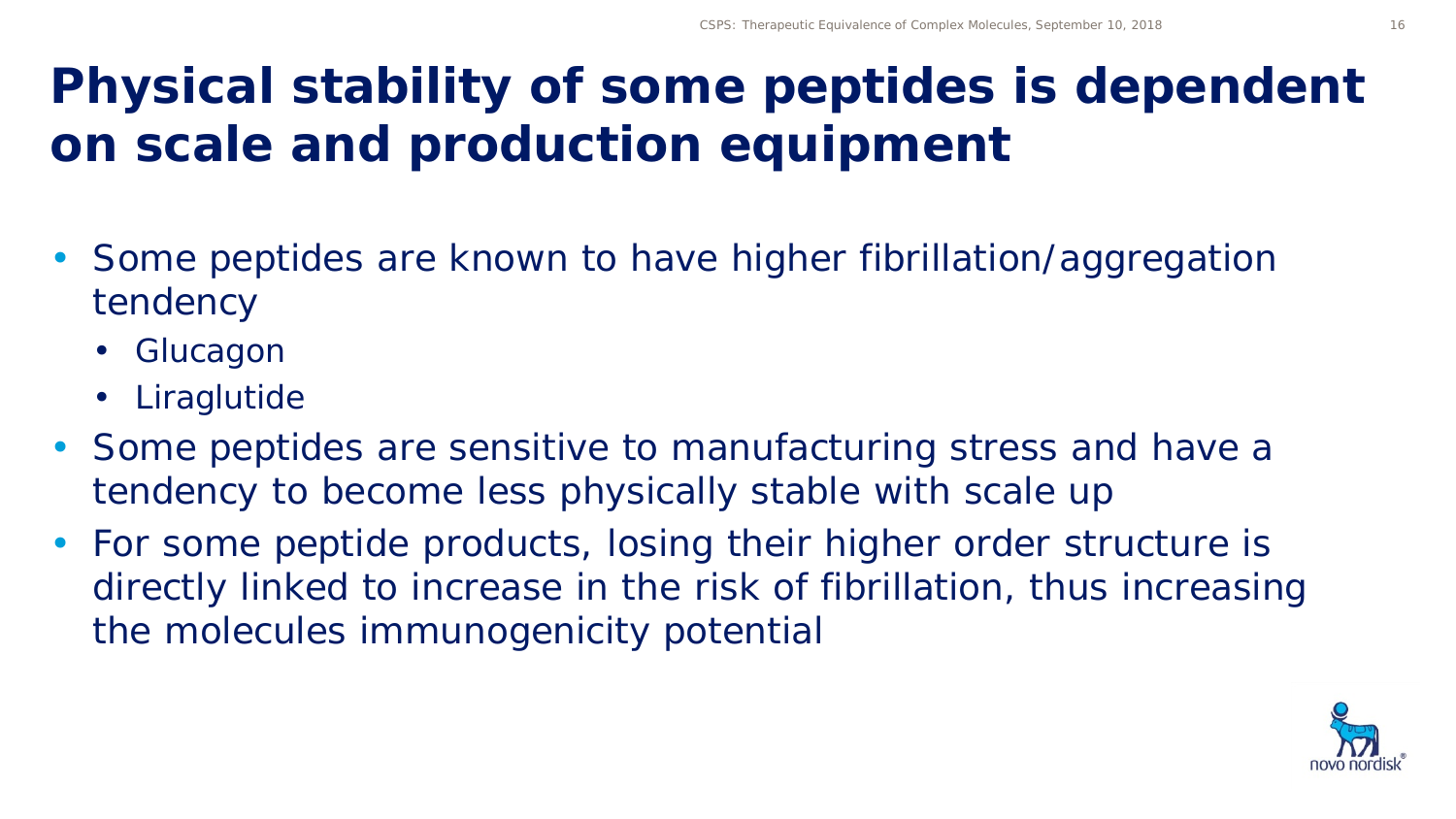# Physical stability of some peptides is dependent on scale and production equipment

- Some peptides are known to have higher fibrillation/aggregation tendency
  - Glucagon
  - Liraglutide
- Some peptides are sensitive to manufacturing stress and have a tendency to become less physically stable with scale up
- For some peptide products, losing their higher order structure is directly linked to increase in the risk of fibrillation, thus increasing the molecules immunogenicity potential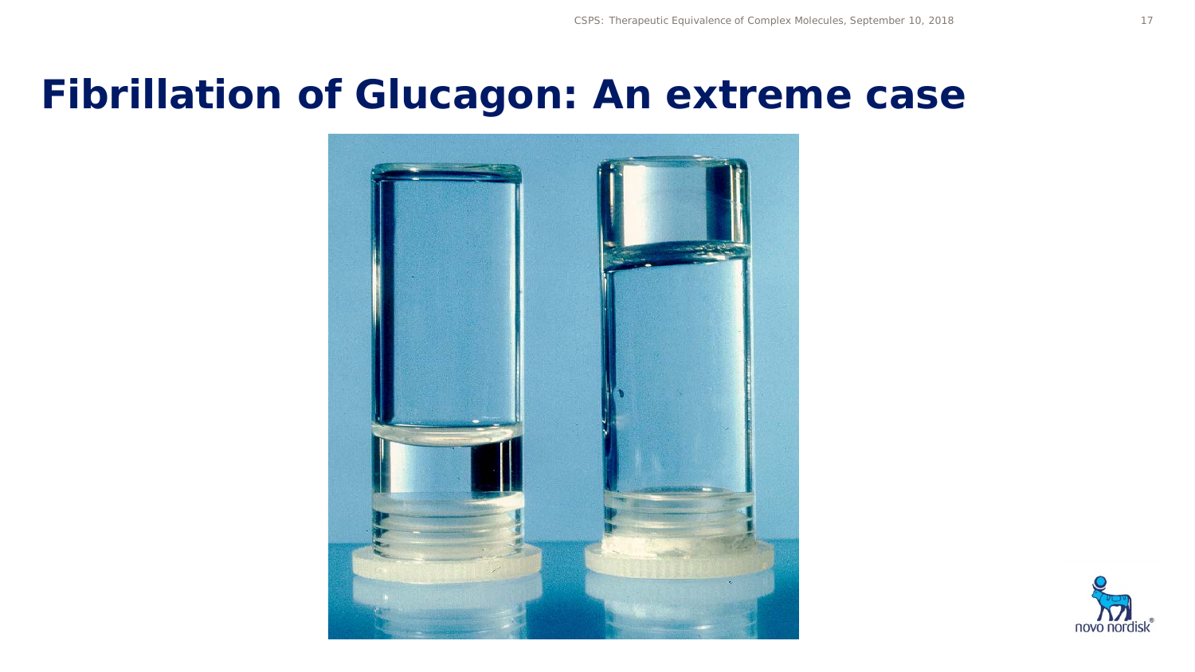# Fibrillation of Glucagon: An extreme case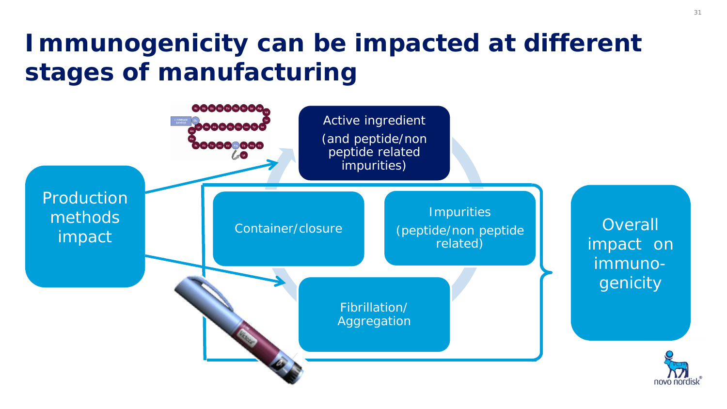# Immunogenicity can be impacted at different stages of manufacturing

Production methods impact

Active ingredient (and peptide/non peptide related impurities)

Container/closure

Impurities (peptide/non peptide related)

Fibrillation/ Aggregation

Overall impact on immuno-genicity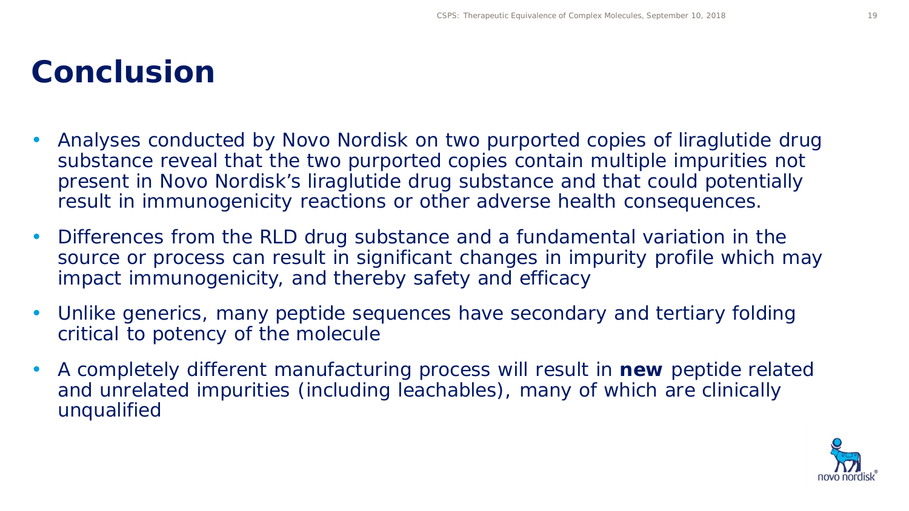# Conclusion

- Analyses conducted by Novo Nordisk on two purported copies of liraglutide drug substance reveal that the two purported copies contain multiple impurities not present in Novo Nordisk's liraglutide drug substance and that could potentially result in immunogenicity reactions or other adverse health consequences.
- Differences from the RLD drug substance and a fundamental variation in the source or process can result in significant changes in impurity profile which may impact immunogenicity, and thereby safety and efficacy
- Unlike generics, many peptide sequences have secondary and tertiary folding critical to potency of the molecule
- A completely different manufacturing process will result in **new** peptide related and unrelated impurities (including leachables), many of which are clinically unqualified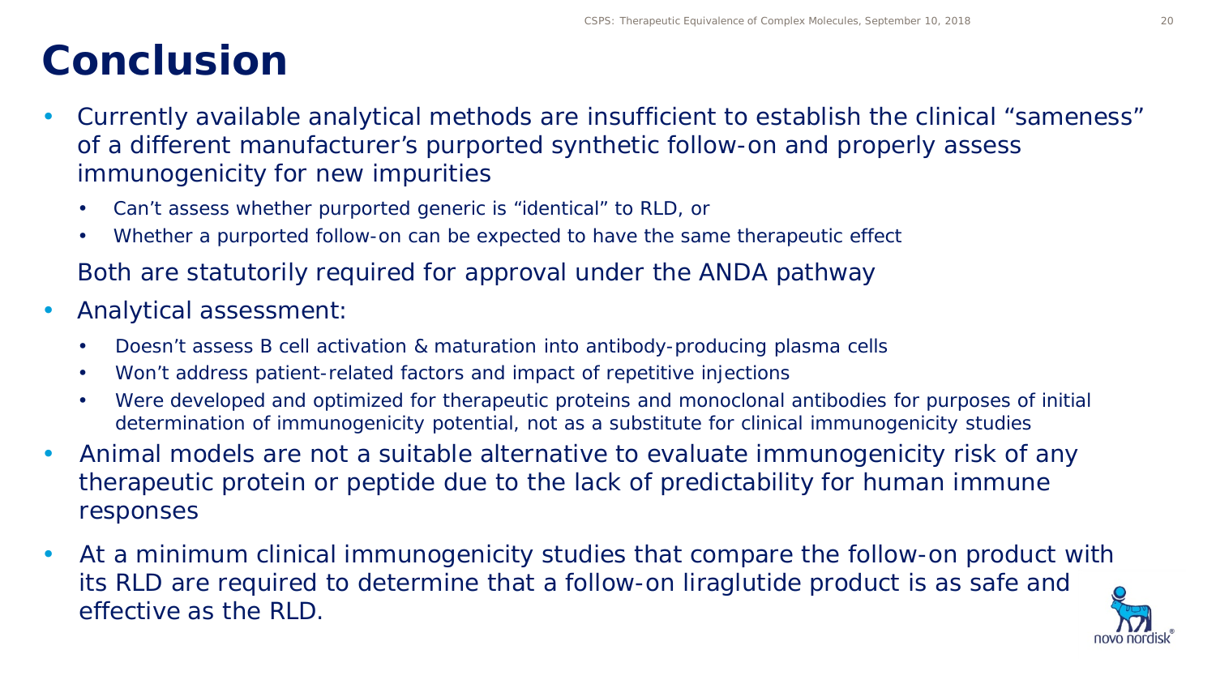# Conclusion

- Currently available analytical methods are insufficient to establish the clinical "sameness" of a different manufacturer's purported synthetic follow-on and properly assess immunogenicity for new impurities
  - Can't assess whether purported generic is "identical" to RLD, or
  - Whether a purported follow-on can be expected to have the same therapeutic effect

  Both are statutorily required for approval under the ANDA pathway
- Analytical assessment:
  - Doesn't assess B cell activation & maturation into antibody-producing plasma cells
  - Won't address patient-related factors and impact of repetitive injections
  - Were developed and optimized for therapeutic proteins and monoclonal antibodies for purposes of initial determination of immunogenicity potential, not as a substitute for clinical immunogenicity studies
- Animal models are not a suitable alternative to evaluate immunogenicity risk of any therapeutic protein or peptide due to the lack of predictability for human immune responses
- At a minimum clinical immunogenicity studies that compare the follow-on product with its RLD are required to determine that a follow-on liraglutide product is as safe and effective as the RLD.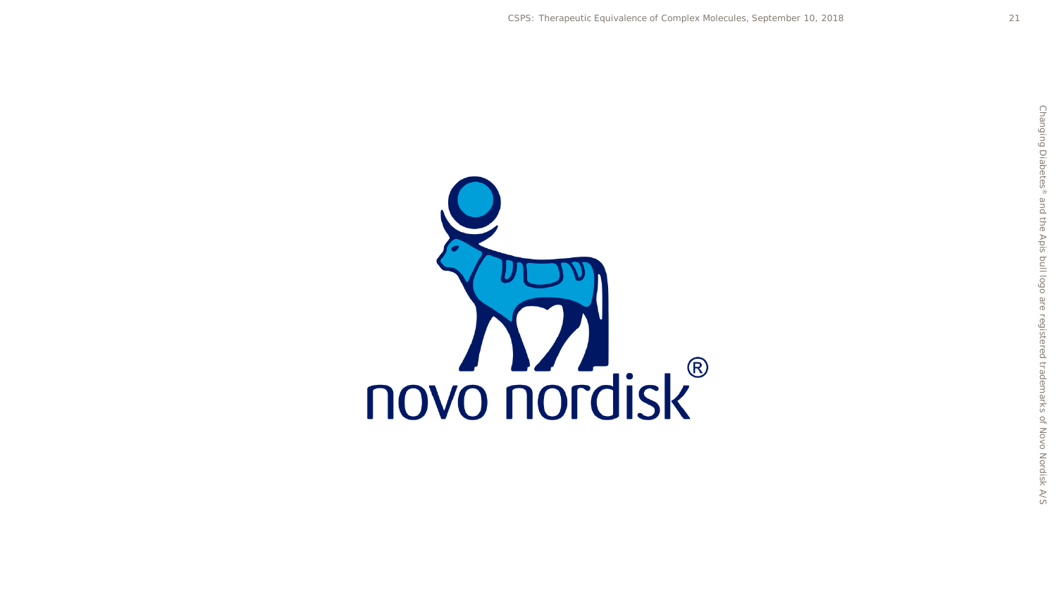novo nordisk®

Changing Diabetes® and the Apis bull logo are registered trademarks of Novo Nordisk A/S